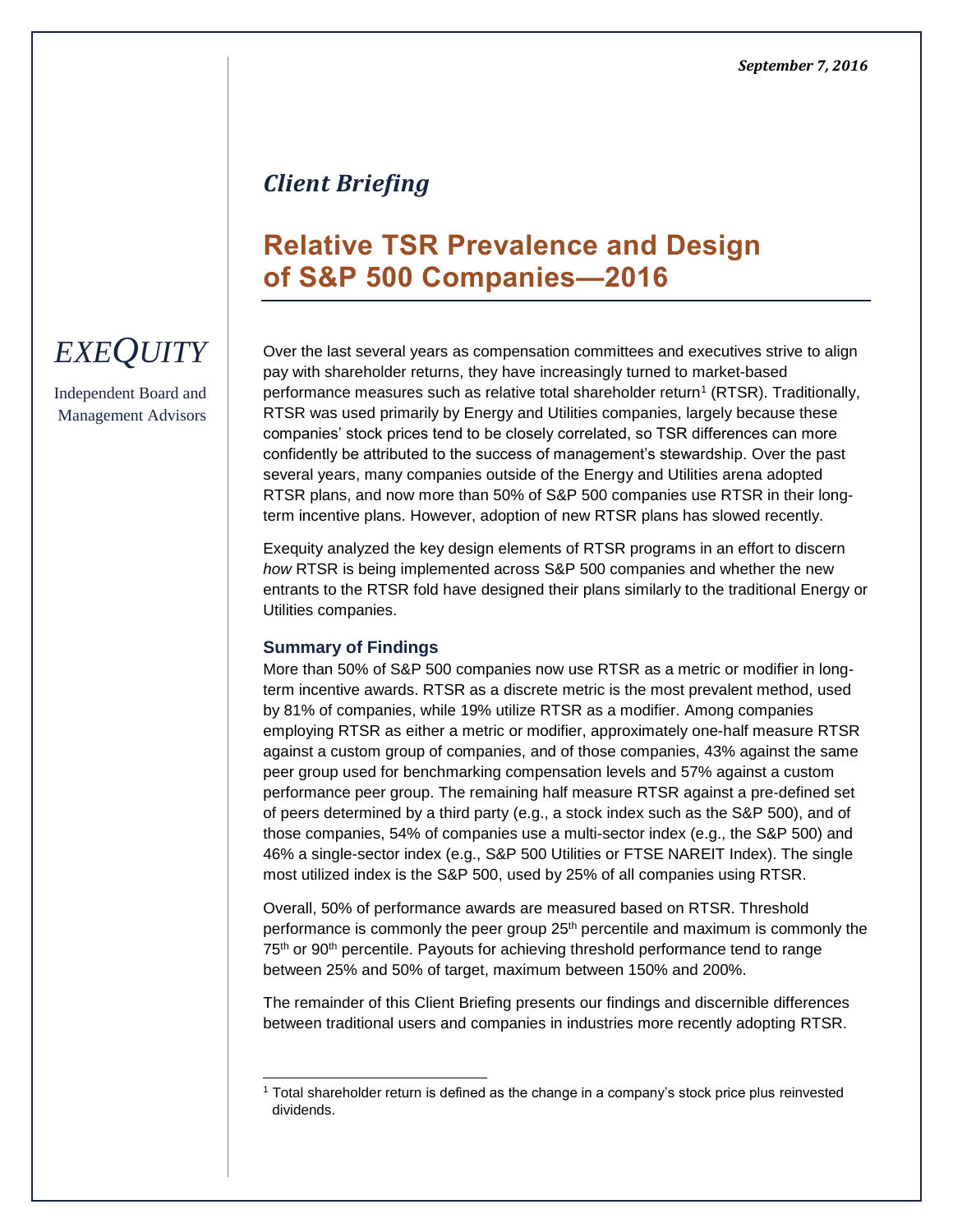*September 7, 2016*

## *Client Briefing*

# Relative TSR Prevalence and Design of S&P 500 Companies—2016

*EXEQUITY*

Independent Board and Management Advisors

Over the last several years as compensation committees and executives strive to align pay with shareholder returns, they have increasingly turned to market-based performance measures such as relative total shareholder return[1] (RTSR). Traditionally, RTSR was used primarily by Energy and Utilities companies, largely because these companies' stock prices tend to be closely correlated, so TSR differences can more confidently be attributed to the success of management's stewardship. Over the past several years, many companies outside of the Energy and Utilities arena adopted RTSR plans, and now more than 50% of S&P 500 companies use RTSR in their long-term incentive plans. However, adoption of new RTSR plans has slowed recently.

Exequity analyzed the key design elements of RTSR programs in an effort to discern *how* RTSR is being implemented across S&P 500 companies and whether the new entrants to the RTSR fold have designed their plans similarly to the traditional Energy or Utilities companies.

### Summary of Findings

More than 50% of S&P 500 companies now use RTSR as a metric or modifier in long-term incentive awards. RTSR as a discrete metric is the most prevalent method, used by 81% of companies, while 19% utilize RTSR as a modifier. Among companies employing RTSR as either a metric or modifier, approximately one-half measure RTSR against a custom group of companies, and of those companies, 43% against the same peer group used for benchmarking compensation levels and 57% against a custom performance peer group. The remaining half measure RTSR against a pre-defined set of peers determined by a third party (e.g., a stock index such as the S&P 500), and of those companies, 54% of companies use a multi-sector index (e.g., the S&P 500) and 46% a single-sector index (e.g., S&P 500 Utilities or FTSE NAREIT Index). The single most utilized index is the S&P 500, used by 25% of all companies using RTSR.

Overall, 50% of performance awards are measured based on RTSR. Threshold performance is commonly the peer group 25th percentile and maximum is commonly the 75th or 90th percentile. Payouts for achieving threshold performance tend to range between 25% and 50% of target, maximum between 150% and 200%.

The remainder of this Client Briefing presents our findings and discernible differences between traditional users and companies in industries more recently adopting RTSR.

---

[1] Total shareholder return is defined as the change in a company's stock price plus reinvested dividends.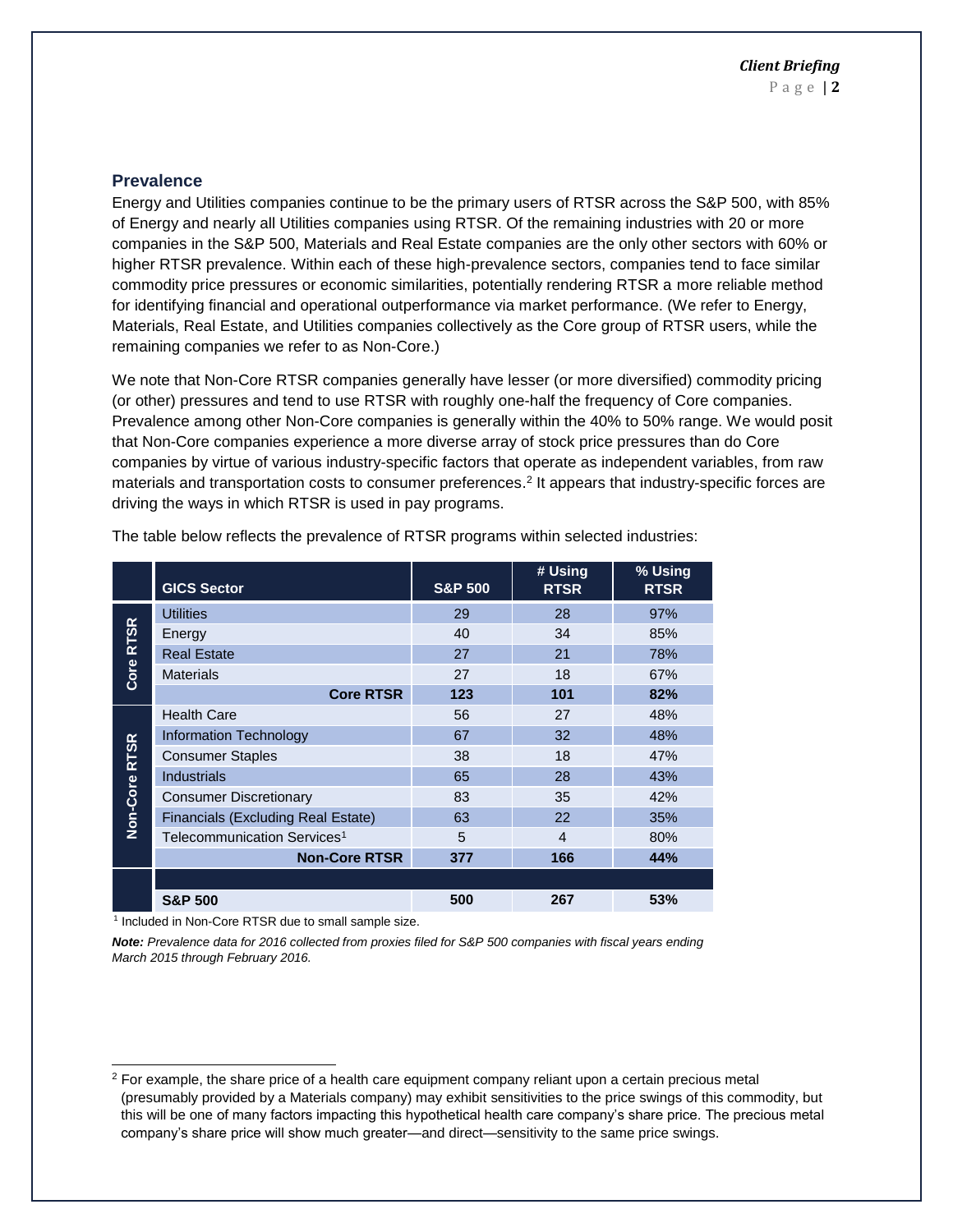## Prevalence

Energy and Utilities companies continue to be the primary users of RTSR across the S&P 500, with 85% of Energy and nearly all Utilities companies using RTSR. Of the remaining industries with 20 or more companies in the S&P 500, Materials and Real Estate companies are the only other sectors with 60% or higher RTSR prevalence. Within each of these high-prevalence sectors, companies tend to face similar commodity price pressures or economic similarities, potentially rendering RTSR a more reliable method for identifying financial and operational outperformance via market performance. (We refer to Energy, Materials, Real Estate, and Utilities companies collectively as the Core group of RTSR users, while the remaining companies we refer to as Non-Core.)

We note that Non-Core RTSR companies generally have lesser (or more diversified) commodity pricing (or other) pressures and tend to use RTSR with roughly one-half the frequency of Core companies. Prevalence among other Non-Core companies is generally within the 40% to 50% range. We would posit that Non-Core companies experience a more diverse array of stock price pressures than do Core companies by virtue of various industry-specific factors that operate as independent variables, from raw materials and transportation costs to consumer preferences.[2] It appears that industry-specific forces are driving the ways in which RTSR is used in pay programs.

The table below reflects the prevalence of RTSR programs within selected industries:

| | GICS Sector | S&P 500 | # Using RTSR | % Using RTSR |
|---|---|---|---|---|
| Core RTSR | Utilities | 29 | 28 | 97% |
| | Energy | 40 | 34 | 85% |
| | Real Estate | 27 | 21 | 78% |
| | Materials | 27 | 18 | 67% |
| | **Core RTSR** | **123** | **101** | **82%** |
| Non-Core RTSR | Health Care | 56 | 27 | 48% |
| | Information Technology | 67 | 32 | 48% |
| | Consumer Staples | 38 | 18 | 47% |
| | Industrials | 65 | 28 | 43% |
| | Consumer Discretionary | 83 | 35 | 42% |
| | Financials (Excluding Real Estate) | 63 | 22 | 35% |
| | Telecommunication Services[1] | 5 | 4 | 80% |
| | **Non-Core RTSR** | **377** | **166** | **44%** |
| | **S&P 500** | **500** | **267** | **53%** |

[1] Included in Non-Core RTSR due to small sample size.

***Note:*** *Prevalence data for 2016 collected from proxies filed for S&P 500 companies with fiscal years ending March 2015 through February 2016.*

[2] For example, the share price of a health care equipment company reliant upon a certain precious metal (presumably provided by a Materials company) may exhibit sensitivities to the price swings of this commodity, but this will be one of many factors impacting this hypothetical health care company's share price. The precious metal company's share price will show much greater—and direct—sensitivity to the same price swings.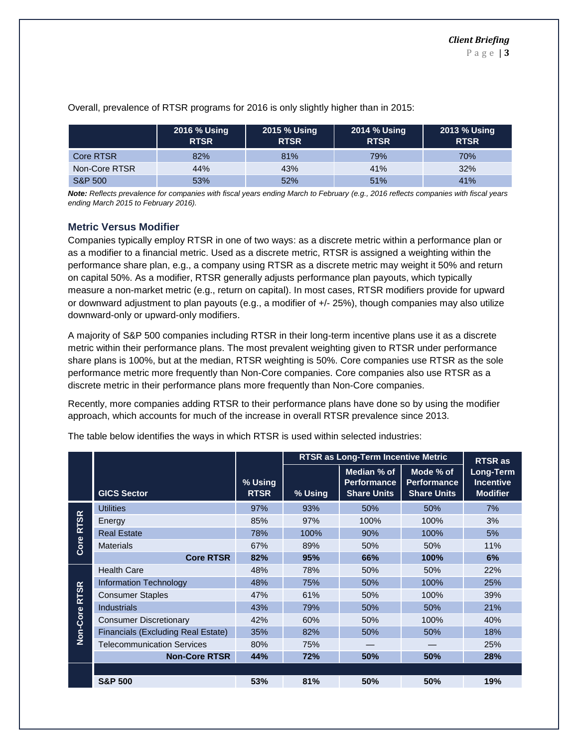Overall, prevalence of RTSR programs for 2016 is only slightly higher than in 2015:

| | 2016 % Using RTSR | 2015 % Using RTSR | 2014 % Using RTSR | 2013 % Using RTSR |
|---|---|---|---|---|
| Core RTSR | 82% | 81% | 79% | 70% |
| Non-Core RTSR | 44% | 43% | 41% | 32% |
| S&P 500 | 53% | 52% | 51% | 41% |

***Note:*** *Reflects prevalence for companies with fiscal years ending March to February (e.g., 2016 reflects companies with fiscal years ending March 2015 to February 2016).*

### Metric Versus Modifier

Companies typically employ RTSR in one of two ways: as a discrete metric within a performance plan or as a modifier to a financial metric. Used as a discrete metric, RTSR is assigned a weighting within the performance share plan, e.g., a company using RTSR as a discrete metric may weight it 50% and return on capital 50%. As a modifier, RTSR generally adjusts performance plan payouts, which typically measure a non-market metric (e.g., return on capital). In most cases, RTSR modifiers provide for upward or downward adjustment to plan payouts (e.g., a modifier of +/- 25%), though companies may also utilize downward-only or upward-only modifiers.

A majority of S&P 500 companies including RTSR in their long-term incentive plans use it as a discrete metric within their performance plans. The most prevalent weighting given to RTSR under performance share plans is 100%, but at the median, RTSR weighting is 50%. Core companies use RTSR as the sole performance metric more frequently than Non-Core companies. Core companies also use RTSR as a discrete metric in their performance plans more frequently than Non-Core companies.

Recently, more companies adding RTSR to their performance plans have done so by using the modifier approach, which accounts for much of the increase in overall RTSR prevalence since 2013.

The table below identifies the ways in which RTSR is used within selected industries:

| | GICS Sector | % Using RTSR | RTSR as Long-Term Incentive Metric | | | RTSR as Long-Term Incentive Modifier |
|---|---|---|---|---|---|---|
| | | | % Using | Median % of Performance Share Units | Mode % of Performance Share Units | |
| Core RTSR | Utilities | 97% | 93% | 50% | 50% | 7% |
| | Energy | 85% | 97% | 100% | 100% | 3% |
| | Real Estate | 78% | 100% | 90% | 100% | 5% |
| | Materials | 67% | 89% | 50% | 50% | 11% |
| | **Core RTSR** | **82%** | **95%** | **66%** | **100%** | **6%** |
| Non-Core RTSR | Health Care | 48% | 78% | 50% | 50% | 22% |
| | Information Technology | 48% | 75% | 50% | 100% | 25% |
| | Consumer Staples | 47% | 61% | 50% | 100% | 39% |
| | Industrials | 43% | 79% | 50% | 50% | 21% |
| | Consumer Discretionary | 42% | 60% | 50% | 100% | 40% |
| | Financials (Excluding Real Estate) | 35% | 82% | 50% | 50% | 18% |
| | Telecommunication Services | 80% | 75% | — | — | 25% |
| | **Non-Core RTSR** | **44%** | **72%** | **50%** | **50%** | **28%** |
| | **S&P 500** | **53%** | **81%** | **50%** | **50%** | **19%** |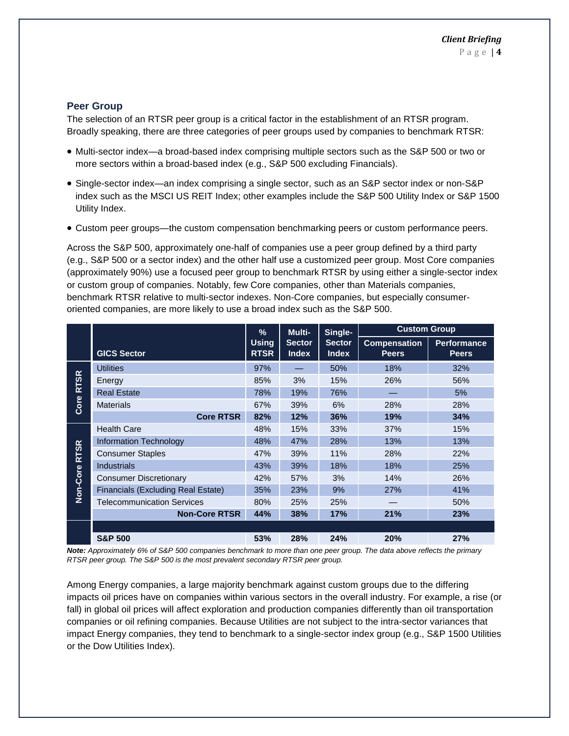## Peer Group

The selection of an RTSR peer group is a critical factor in the establishment of an RTSR program. Broadly speaking, there are three categories of peer groups used by companies to benchmark RTSR:

- Multi-sector index—a broad-based index comprising multiple sectors such as the S&P 500 or two or more sectors within a broad-based index (e.g., S&P 500 excluding Financials).
- Single-sector index—an index comprising a single sector, such as an S&P sector index or non-S&P index such as the MSCI US REIT Index; other examples include the S&P 500 Utility Index or S&P 1500 Utility Index.
- Custom peer groups—the custom compensation benchmarking peers or custom performance peers.

Across the S&P 500, approximately one-half of companies use a peer group defined by a third party (e.g., S&P 500 or a sector index) and the other half use a customized peer group. Most Core companies (approximately 90%) use a focused peer group to benchmark RTSR by using either a single-sector index or custom group of companies. Notably, few Core companies, other than Materials companies, benchmark RTSR relative to multi-sector indexes. Non-Core companies, but especially consumer-oriented companies, are more likely to use a broad index such as the S&P 500.

| | GICS Sector | % Using RTSR | Multi-Sector Index | Single-Sector Index | Custom Group | |
|---|---|---|---|---|---|---|
| | | | | | Compensation Peers | Performance Peers |
| Core RTSR | Utilities | 97% | — | 50% | 18% | 32% |
| | Energy | 85% | 3% | 15% | 26% | 56% |
| | Real Estate | 78% | 19% | 76% | — | 5% |
| | Materials | 67% | 39% | 6% | 28% | 28% |
| | **Core RTSR** | **82%** | **12%** | **36%** | **19%** | **34%** |
| Non-Core RTSR | Health Care | 48% | 15% | 33% | 37% | 15% |
| | Information Technology | 48% | 47% | 28% | 13% | 13% |
| | Consumer Staples | 47% | 39% | 11% | 28% | 22% |
| | Industrials | 43% | 39% | 18% | 18% | 25% |
| | Consumer Discretionary | 42% | 57% | 3% | 14% | 26% |
| | Financials (Excluding Real Estate) | 35% | 23% | 9% | 27% | 41% |
| | Telecommunication Services | 80% | 25% | 25% | — | 50% |
| | **Non-Core RTSR** | **44%** | **38%** | **17%** | **21%** | **23%** |
| | **S&P 500** | **53%** | **28%** | **24%** | **20%** | **27%** |

***Note:*** *Approximately 6% of S&P 500 companies benchmark to more than one peer group. The data above reflects the primary RTSR peer group. The S&P 500 is the most prevalent secondary RTSR peer group.*

Among Energy companies, a large majority benchmark against custom groups due to the differing impacts oil prices have on companies within various sectors in the overall industry. For example, a rise (or fall) in global oil prices will affect exploration and production companies differently than oil transportation companies or oil refining companies. Because Utilities are not subject to the intra-sector variances that impact Energy companies, they tend to benchmark to a single-sector index group (e.g., S&P 1500 Utilities or the Dow Utilities Index).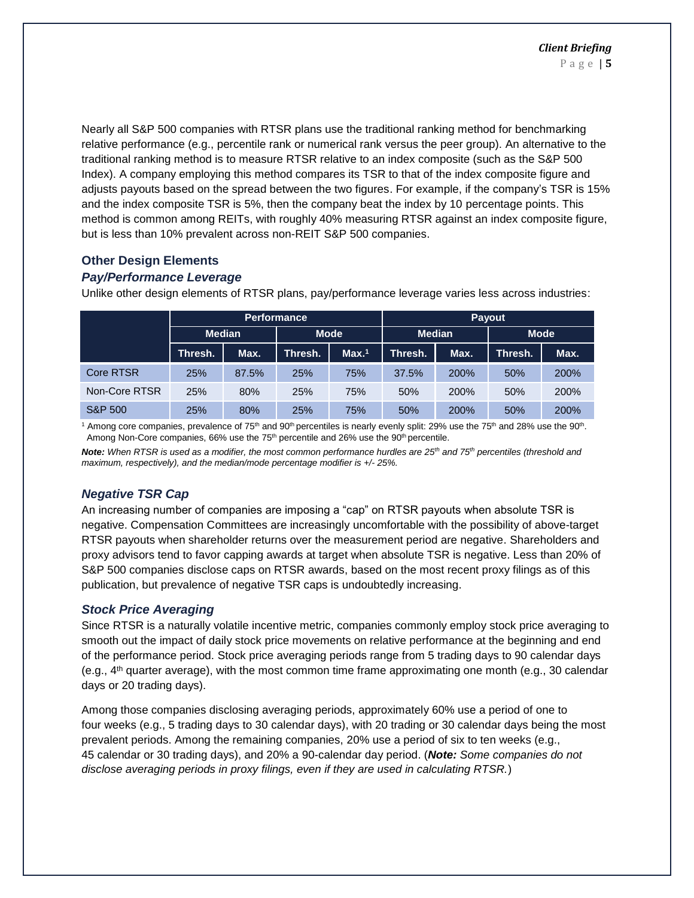Nearly all S&P 500 companies with RTSR plans use the traditional ranking method for benchmarking relative performance (e.g., percentile rank or numerical rank versus the peer group). An alternative to the traditional ranking method is to measure RTSR relative to an index composite (such as the S&P 500 Index). A company employing this method compares its TSR to that of the index composite figure and adjusts payouts based on the spread between the two figures. For example, if the company's TSR is 15% and the index composite TSR is 5%, then the company beat the index by 10 percentage points. This method is common among REITs, with roughly 40% measuring RTSR against an index composite figure, but is less than 10% prevalent across non-REIT S&P 500 companies.

## Other Design Elements

### *Pay/Performance Leverage*

Unlike other design elements of RTSR plans, pay/performance leverage varies less across industries:

| | Performance | | | | Payout | | | |
|---|---|---|---|---|---|---|---|---|
| | Median | | Mode | | Median | | Mode | |
| | Thresh. | Max. | Thresh. | Max.[1] | Thresh. | Max. | Thresh. | Max. |
| Core RTSR | 25% | 87.5% | 25% | 75% | 37.5% | 200% | 50% | 200% |
| Non-Core RTSR | 25% | 80% | 25% | 75% | 50% | 200% | 50% | 200% |
| S&P 500 | 25% | 80% | 25% | 75% | 50% | 200% | 50% | 200% |

[1] Among core companies, prevalence of 75th and 90th percentiles is nearly evenly split: 29% use the 75th and 28% use the 90th. Among Non-Core companies, 66% use the 75th percentile and 26% use the 90th percentile.

***Note:*** *When RTSR is used as a modifier, the most common performance hurdles are 25th and 75th percentiles (threshold and maximum, respectively), and the median/mode percentage modifier is +/- 25%.*

### *Negative TSR Cap*

An increasing number of companies are imposing a "cap" on RTSR payouts when absolute TSR is negative. Compensation Committees are increasingly uncomfortable with the possibility of above-target RTSR payouts when shareholder returns over the measurement period are negative. Shareholders and proxy advisors tend to favor capping awards at target when absolute TSR is negative. Less than 20% of S&P 500 companies disclose caps on RTSR awards, based on the most recent proxy filings as of this publication, but prevalence of negative TSR caps is undoubtedly increasing.

### *Stock Price Averaging*

Since RTSR is a naturally volatile incentive metric, companies commonly employ stock price averaging to smooth out the impact of daily stock price movements on relative performance at the beginning and end of the performance period. Stock price averaging periods range from 5 trading days to 90 calendar days (e.g., 4th quarter average), with the most common time frame approximating one month (e.g., 30 calendar days or 20 trading days).

Among those companies disclosing averaging periods, approximately 60% use a period of one to four weeks (e.g., 5 trading days to 30 calendar days), with 20 trading or 30 calendar days being the most prevalent periods. Among the remaining companies, 20% use a period of six to ten weeks (e.g., 45 calendar or 30 trading days), and 20% a 90-calendar day period. (***Note:*** *Some companies do not disclose averaging periods in proxy filings, even if they are used in calculating RTSR.*)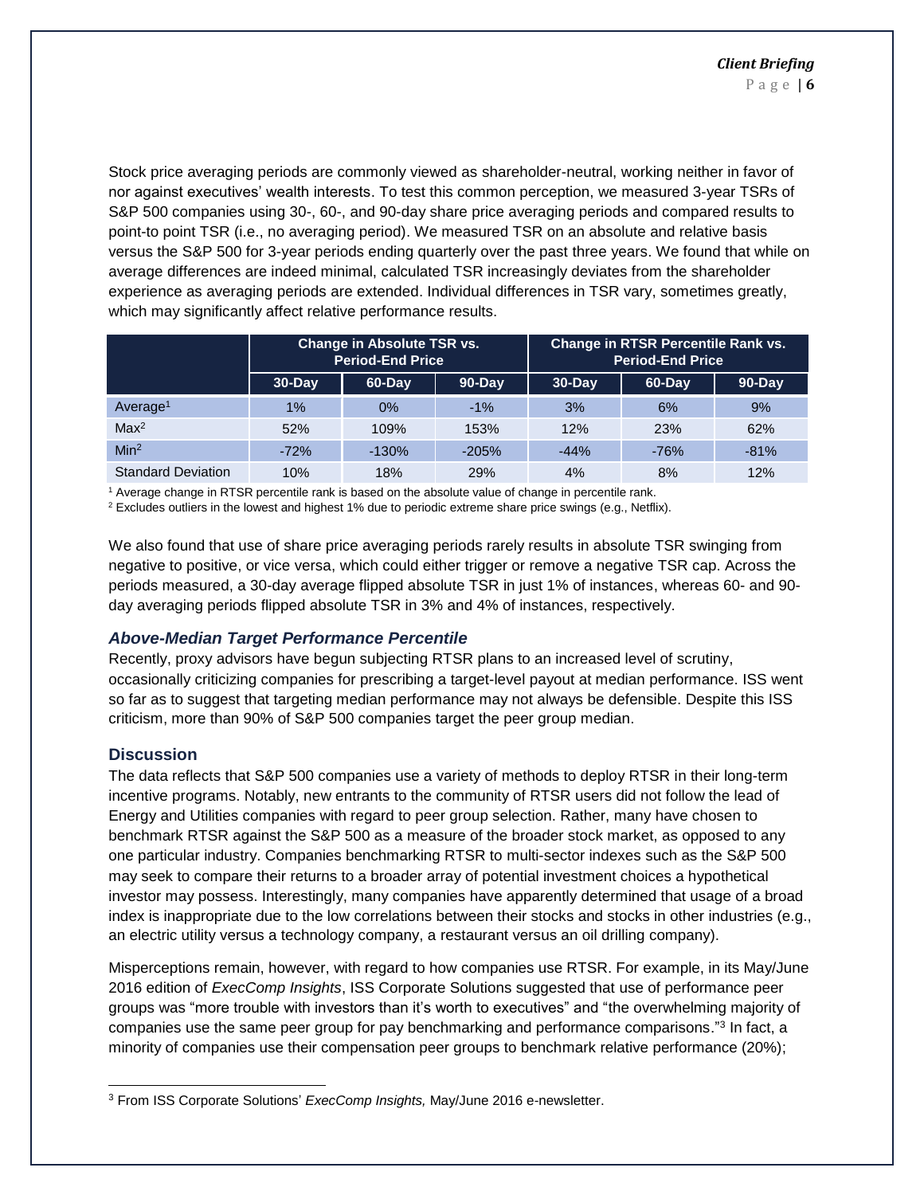Stock price averaging periods are commonly viewed as shareholder-neutral, working neither in favor of nor against executives' wealth interests. To test this common perception, we measured 3-year TSRs of S&P 500 companies using 30-, 60-, and 90-day share price averaging periods and compared results to point-to point TSR (i.e., no averaging period). We measured TSR on an absolute and relative basis versus the S&P 500 for 3-year periods ending quarterly over the past three years. We found that while on average differences are indeed minimal, calculated TSR increasingly deviates from the shareholder experience as averaging periods are extended. Individual differences in TSR vary, sometimes greatly, which may significantly affect relative performance results.

| | Change in Absolute TSR vs. Period-End Price | | | Change in RTSR Percentile Rank vs. Period-End Price | | |
|---|---|---|---|---|---|---|
| | 30-Day | 60-Day | 90-Day | 30-Day | 60-Day | 90-Day |
| Average[1] | 1% | 0% | -1% | 3% | 6% | 9% |
| Max[2] | 52% | 109% | 153% | 12% | 23% | 62% |
| Min[2] | -72% | -130% | -205% | -44% | -76% | -81% |
| Standard Deviation | 10% | 18% | 29% | 4% | 8% | 12% |

[1] Average change in RTSR percentile rank is based on the absolute value of change in percentile rank.
[2] Excludes outliers in the lowest and highest 1% due to periodic extreme share price swings (e.g., Netflix).

We also found that use of share price averaging periods rarely results in absolute TSR swinging from negative to positive, or vice versa, which could either trigger or remove a negative TSR cap. Across the periods measured, a 30-day average flipped absolute TSR in just 1% of instances, whereas 60- and 90-day averaging periods flipped absolute TSR in 3% and 4% of instances, respectively.

### *Above-Median Target Performance Percentile*

Recently, proxy advisors have begun subjecting RTSR plans to an increased level of scrutiny, occasionally criticizing companies for prescribing a target-level payout at median performance. ISS went so far as to suggest that targeting median performance may not always be defensible. Despite this ISS criticism, more than 90% of S&P 500 companies target the peer group median.

## Discussion

The data reflects that S&P 500 companies use a variety of methods to deploy RTSR in their long-term incentive programs. Notably, new entrants to the community of RTSR users did not follow the lead of Energy and Utilities companies with regard to peer group selection. Rather, many have chosen to benchmark RTSR against the S&P 500 as a measure of the broader stock market, as opposed to any one particular industry. Companies benchmarking RTSR to multi-sector indexes such as the S&P 500 may seek to compare their returns to a broader array of potential investment choices a hypothetical investor may possess. Interestingly, many companies have apparently determined that usage of a broad index is inappropriate due to the low correlations between their stocks and stocks in other industries (e.g., an electric utility versus a technology company, a restaurant versus an oil drilling company).

Misperceptions remain, however, with regard to how companies use RTSR. For example, in its May/June 2016 edition of *ExecComp Insights*, ISS Corporate Solutions suggested that use of performance peer groups was "more trouble with investors than it's worth to executives" and "the overwhelming majority of companies use the same peer group for pay benchmarking and performance comparisons."[3] In fact, a minority of companies use their compensation peer groups to benchmark relative performance (20%);

[3] From ISS Corporate Solutions' *ExecComp Insights,* May/June 2016 e-newsletter.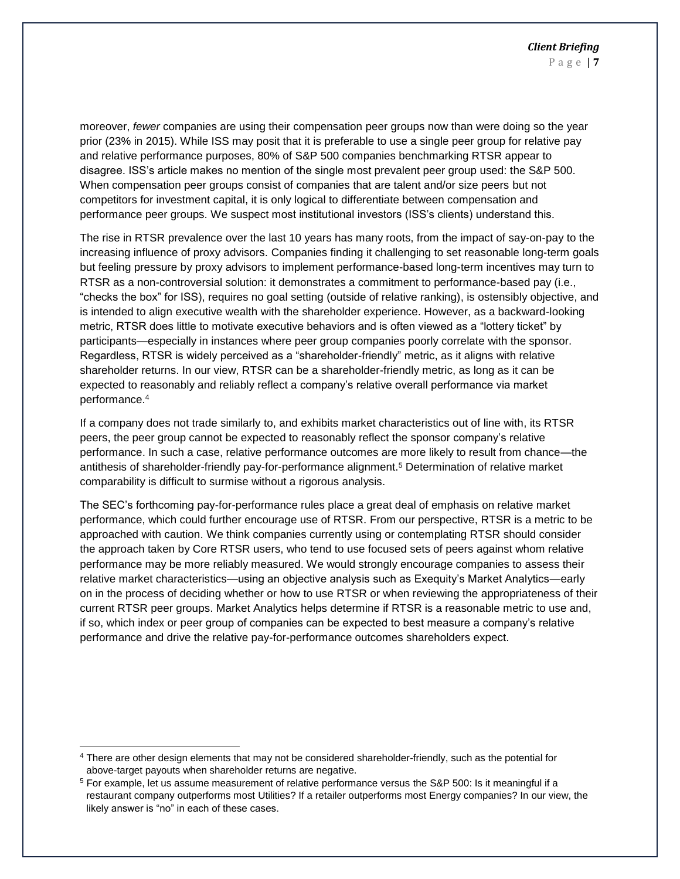moreover, *fewer* companies are using their compensation peer groups now than were doing so the year prior (23% in 2015). While ISS may posit that it is preferable to use a single peer group for relative pay and relative performance purposes, 80% of S&P 500 companies benchmarking RTSR appear to disagree. ISS's article makes no mention of the single most prevalent peer group used: the S&P 500. When compensation peer groups consist of companies that are talent and/or size peers but not competitors for investment capital, it is only logical to differentiate between compensation and performance peer groups. We suspect most institutional investors (ISS's clients) understand this.

The rise in RTSR prevalence over the last 10 years has many roots, from the impact of say-on-pay to the increasing influence of proxy advisors. Companies finding it challenging to set reasonable long-term goals but feeling pressure by proxy advisors to implement performance-based long-term incentives may turn to RTSR as a non-controversial solution: it demonstrates a commitment to performance-based pay (i.e., "checks the box" for ISS), requires no goal setting (outside of relative ranking), is ostensibly objective, and is intended to align executive wealth with the shareholder experience. However, as a backward-looking metric, RTSR does little to motivate executive behaviors and is often viewed as a "lottery ticket" by participants—especially in instances where peer group companies poorly correlate with the sponsor. Regardless, RTSR is widely perceived as a "shareholder-friendly" metric, as it aligns with relative shareholder returns. In our view, RTSR can be a shareholder-friendly metric, as long as it can be expected to reasonably and reliably reflect a company's relative overall performance via market performance.[4]

If a company does not trade similarly to, and exhibits market characteristics out of line with, its RTSR peers, the peer group cannot be expected to reasonably reflect the sponsor company's relative performance. In such a case, relative performance outcomes are more likely to result from chance—the antithesis of shareholder-friendly pay-for-performance alignment.[5] Determination of relative market comparability is difficult to surmise without a rigorous analysis.

The SEC's forthcoming pay-for-performance rules place a great deal of emphasis on relative market performance, which could further encourage use of RTSR. From our perspective, RTSR is a metric to be approached with caution. We think companies currently using or contemplating RTSR should consider the approach taken by Core RTSR users, who tend to use focused sets of peers against whom relative performance may be more reliably measured. We would strongly encourage companies to assess their relative market characteristics—using an objective analysis such as Exequity's Market Analytics—early on in the process of deciding whether or how to use RTSR or when reviewing the appropriateness of their current RTSR peer groups. Market Analytics helps determine if RTSR is a reasonable metric to use and, if so, which index or peer group of companies can be expected to best measure a company's relative performance and drive the relative pay-for-performance outcomes shareholders expect.

---

[4] There are other design elements that may not be considered shareholder-friendly, such as the potential for above-target payouts when shareholder returns are negative.

[5] For example, let us assume measurement of relative performance versus the S&P 500: Is it meaningful if a restaurant company outperforms most Utilities? If a retailer outperforms most Energy companies? In our view, the likely answer is "no" in each of these cases.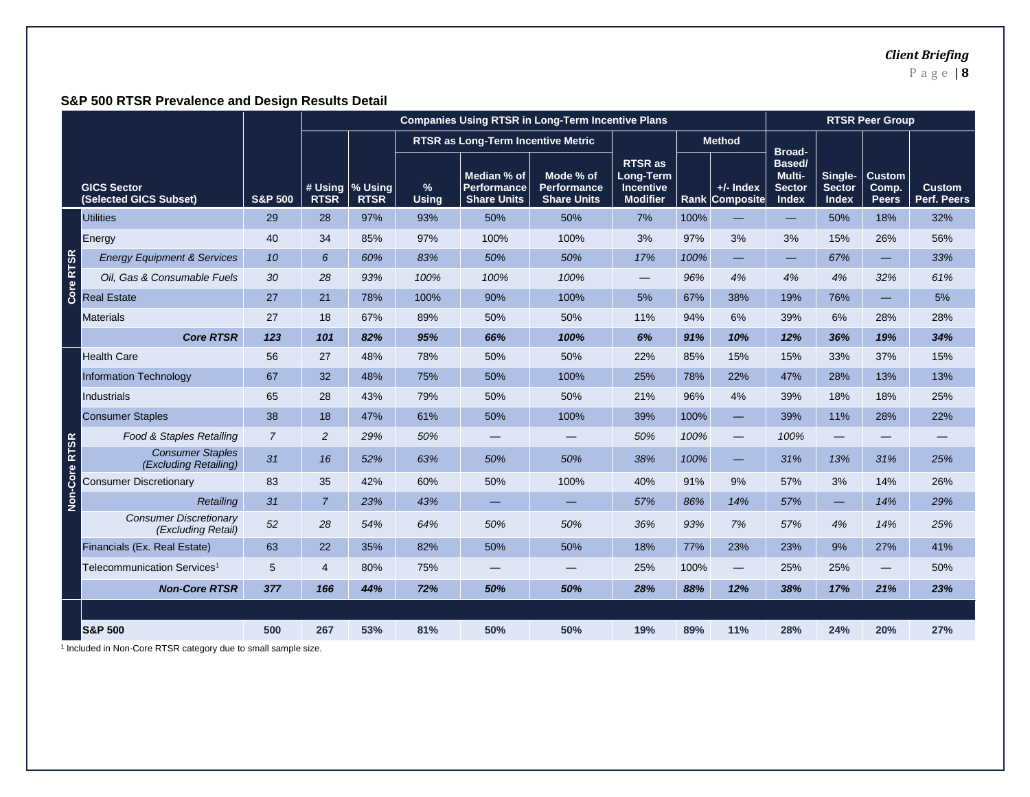## S&P 500 RTSR Prevalence and Design Results Detail

| | GICS Sector (Selected GICS Subset) | S&P 500 | Companies Using RTSR in Long-Term Incentive Plans | | | | | | | | RTSR Peer Group | | | |
|---|---|---|---|---|---|---|---|---|---|---|---|---|---|---|
| | | | # Using RTSR | % Using RTSR | RTSR as Long-Term Incentive Metric | | | RTSR as Long-Term Incentive Modifier | Method | | Broad-Based/ Multi-Sector Index | Single-Sector Index | Custom Comp. Peers | Custom Perf. Peers |
| | | | | | % Using | Median % of Performance Share Units | Mode % of Performance Share Units | | Rank | +/- Index Composite | | | | |
| Core RTSR | Utilities | 29 | 28 | 97% | 93% | 50% | 50% | 7% | 100% | — | — | 50% | 18% | 32% |
| Core RTSR | Energy | 40 | 34 | 85% | 97% | 100% | 100% | 3% | 97% | 3% | 3% | 15% | 26% | 56% |
| Core RTSR | *Energy Equipment & Services* | *10* | *6* | *60%* | *83%* | *50%* | *50%* | *17%* | *100%* | — | — | *67%* | — | *33%* |
| Core RTSR | *Oil, Gas & Consumable Fuels* | *30* | *28* | *93%* | *100%* | *100%* | *100%* | — | *96%* | *4%* | *4%* | *4%* | *32%* | *61%* |
| Core RTSR | Real Estate | 27 | 21 | 78% | 100% | 90% | 100% | 5% | 67% | 38% | 19% | 76% | — | 5% |
| Core RTSR | Materials | 27 | 18 | 67% | 89% | 50% | 50% | 11% | 94% | 6% | 39% | 6% | 28% | 28% |
| Core RTSR | ***Core RTSR*** | ***123*** | ***101*** | ***82%*** | ***95%*** | ***66%*** | ***100%*** | ***6%*** | ***91%*** | ***10%*** | ***12%*** | ***36%*** | ***19%*** | ***34%*** |
| Non-Core RTSR | Health Care | 56 | 27 | 48% | 78% | 50% | 50% | 22% | 85% | 15% | 15% | 33% | 37% | 15% |
| Non-Core RTSR | Information Technology | 67 | 32 | 48% | 75% | 50% | 100% | 25% | 78% | 22% | 47% | 28% | 13% | 13% |
| Non-Core RTSR | Industrials | 65 | 28 | 43% | 79% | 50% | 50% | 21% | 96% | 4% | 39% | 18% | 18% | 25% |
| Non-Core RTSR | Consumer Staples | 38 | 18 | 47% | 61% | 50% | 100% | 39% | 100% | — | 39% | 11% | 28% | 22% |
| Non-Core RTSR | *Food & Staples Retailing* | *7* | *2* | *29%* | *50%* | — | — | *50%* | *100%* | — | *100%* | — | — | — |
| Non-Core RTSR | *Consumer Staples (Excluding Retailing)* | *31* | *16* | *52%* | *63%* | *50%* | *50%* | *38%* | *100%* | — | *31%* | *13%* | *31%* | *25%* |
| Non-Core RTSR | Consumer Discretionary | 83 | 35 | 42% | 60% | 50% | 100% | 40% | 91% | 9% | 57% | 3% | 14% | 26% |
| Non-Core RTSR | *Retailing* | *31* | *7* | *23%* | *43%* | — | — | *57%* | *86%* | *14%* | *57%* | — | *14%* | *29%* |
| Non-Core RTSR | *Consumer Discretionary (Excluding Retail)* | *52* | *28* | *54%* | *64%* | *50%* | *50%* | *36%* | *93%* | *7%* | *57%* | *4%* | *14%* | *25%* |
| Non-Core RTSR | Financials (Ex. Real Estate) | 63 | 22 | 35% | 82% | 50% | 50% | 18% | 77% | 23% | 23% | 9% | 27% | 41% |
| Non-Core RTSR | Telecommunication Services[1] | 5 | 4 | 80% | 75% | — | — | 25% | 100% | — | 25% | 25% | — | 50% |
| Non-Core RTSR | ***Non-Core RTSR*** | ***377*** | ***166*** | ***44%*** | ***72%*** | ***50%*** | ***50%*** | ***28%*** | ***88%*** | ***12%*** | ***38%*** | ***17%*** | ***21%*** | ***23%*** |
| | **S&P 500** | **500** | **267** | **53%** | **81%** | **50%** | **50%** | **19%** | **89%** | **11%** | **28%** | **24%** | **20%** | **27%** |

[1] Included in Non-Core RTSR category due to small sample size.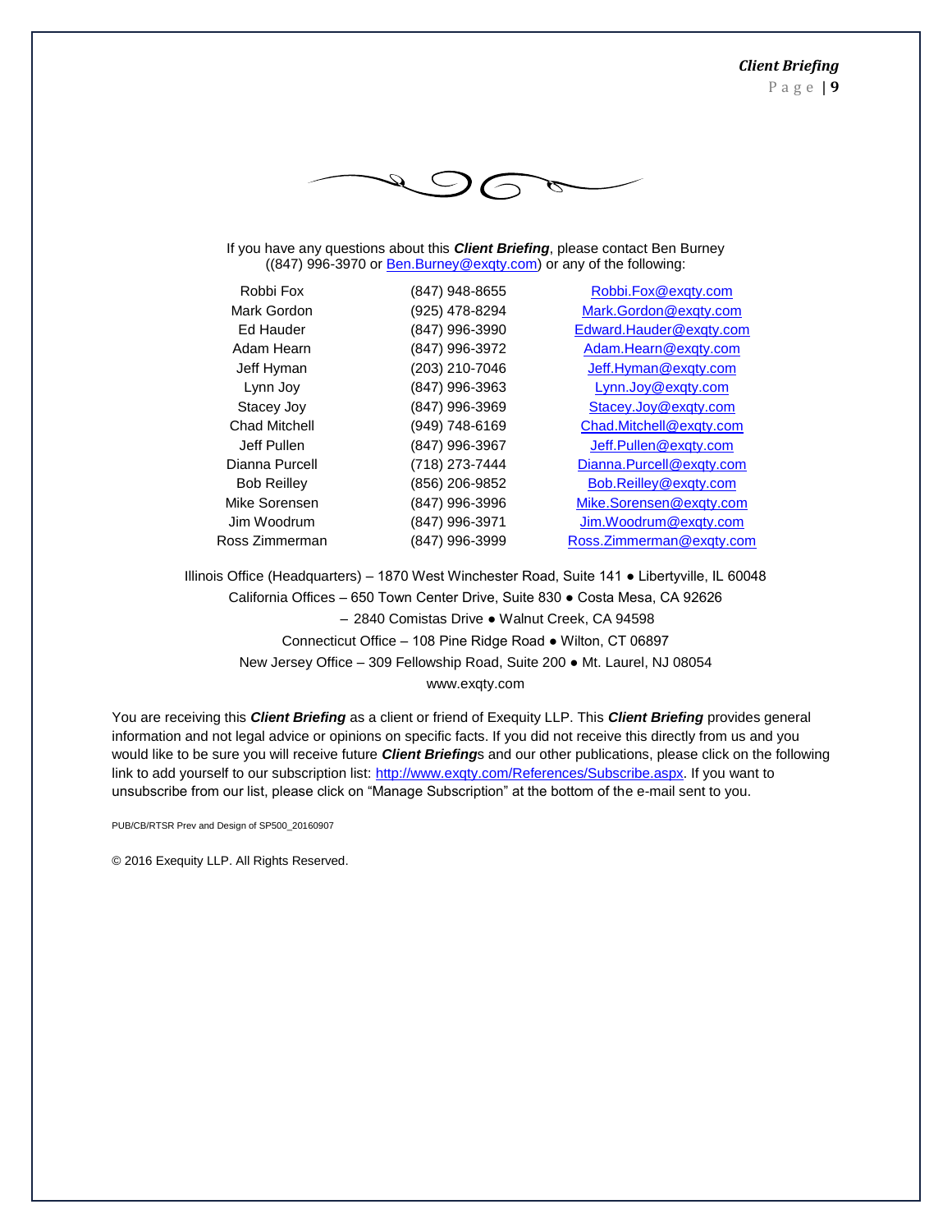If you have any questions about this ***Client Briefing***, please contact Ben Burney ((847) 996-3970 or Ben.Burney@exqty.com) or any of the following:

| | | |
|---|---|---|
| Robbi Fox | (847) 948-8655 | Robbi.Fox@exqty.com |
| Mark Gordon | (925) 478-8294 | Mark.Gordon@exqty.com |
| Ed Hauder | (847) 996-3990 | Edward.Hauder@exqty.com |
| Adam Hearn | (847) 996-3972 | Adam.Hearn@exqty.com |
| Jeff Hyman | (203) 210-7046 | Jeff.Hyman@exqty.com |
| Lynn Joy | (847) 996-3963 | Lynn.Joy@exqty.com |
| Stacey Joy | (847) 996-3969 | Stacey.Joy@exqty.com |
| Chad Mitchell | (949) 748-6169 | Chad.Mitchell@exqty.com |
| Jeff Pullen | (847) 996-3967 | Jeff.Pullen@exqty.com |
| Dianna Purcell | (718) 273-7444 | Dianna.Purcell@exqty.com |
| Bob Reilley | (856) 206-9852 | Bob.Reilley@exqty.com |
| Mike Sorensen | (847) 996-3996 | Mike.Sorensen@exqty.com |
| Jim Woodrum | (847) 996-3971 | Jim.Woodrum@exqty.com |
| Ross Zimmerman | (847) 996-3999 | Ross.Zimmerman@exqty.com |

Illinois Office (Headquarters) – 1870 West Winchester Road, Suite 141 ● Libertyville, IL 60048
California Offices – 650 Town Center Drive, Suite 830 ● Costa Mesa, CA 92626
– 2840 Comistas Drive ● Walnut Creek, CA 94598
Connecticut Office – 108 Pine Ridge Road ● Wilton, CT 06897
New Jersey Office – 309 Fellowship Road, Suite 200 ● Mt. Laurel, NJ 08054
www.exqty.com

You are receiving this ***Client Briefing*** as a client or friend of Exequity LLP. This ***Client Briefing*** provides general information and not legal advice or opinions on specific facts. If you did not receive this directly from us and you would like to be sure you will receive future ***Client Briefing***s and our other publications, please click on the following link to add yourself to our subscription list: http://www.exqty.com/References/Subscribe.aspx. If you want to unsubscribe from our list, please click on "Manage Subscription" at the bottom of the e-mail sent to you.

PUB/CB/RTSR Prev and Design of SP500_20160907

© 2016 Exequity LLP. All Rights Reserved.